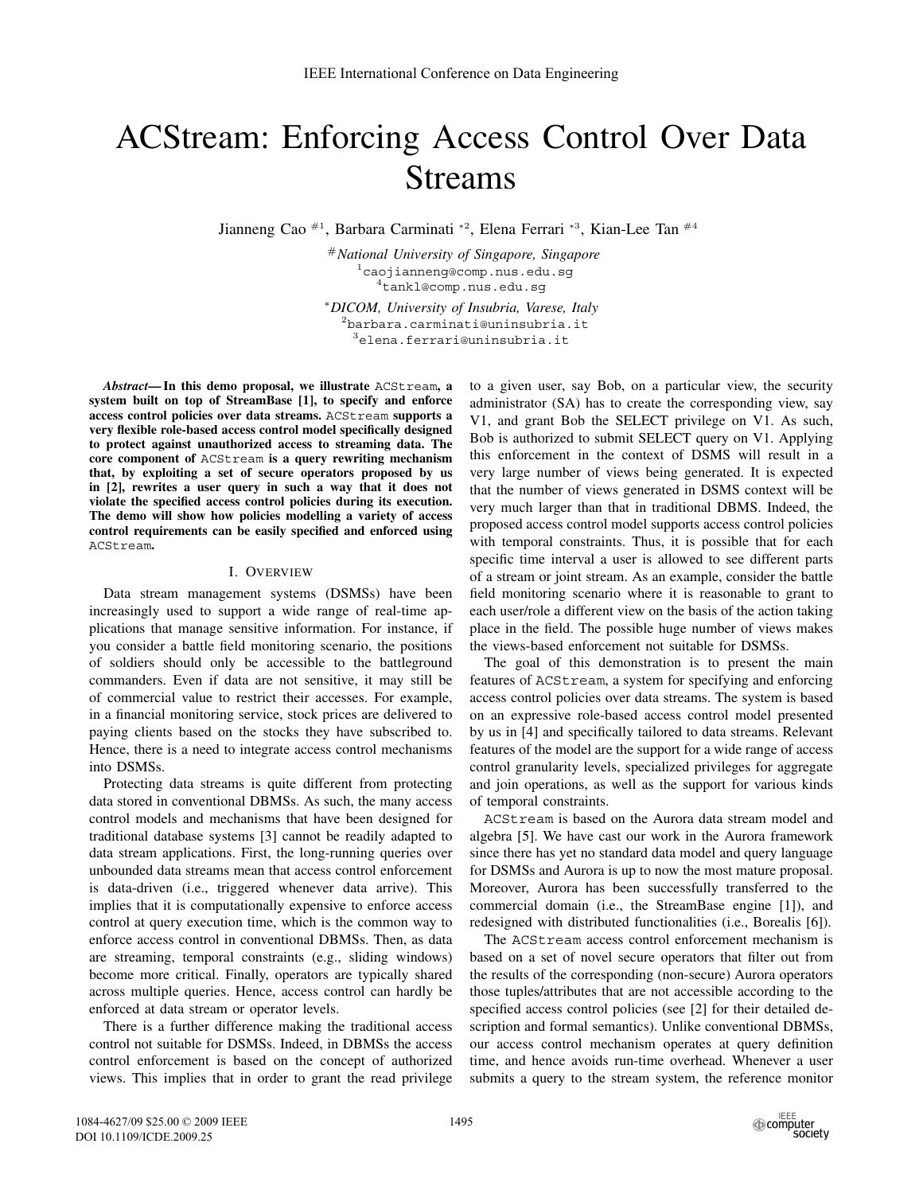# ACStream: Enforcing Access Control Over Data Streams

Jianneng Cao #1, Barbara Carminati *2, Elena Ferrari *3, Kian-Lee Tan #4

#*National University of Singapore, Singapore*
[1]caojianneng@comp.nus.edu.sg
[4]tankl@comp.nus.edu.sg

**DICOM, University of Insubria, Varese, Italy*
[2]barbara.carminati@uninsubria.it
[3]elena.ferrari@uninsubria.it

***Abstract*— In this demo proposal, we illustrate ACStream, a system built on top of StreamBase [1], to specify and enforce access control policies over data streams. ACStream supports a very flexible role-based access control model specifically designed to protect against unauthorized access to streaming data. The core component of ACStream is a query rewriting mechanism that, by exploiting a set of secure operators proposed by us in [2], rewrites a user query in such a way that it does not violate the specified access control policies during its execution. The demo will show how policies modelling a variety of access control requirements can be easily specified and enforced using ACStream.**

## I. Overview

Data stream management systems (DSMSs) have been increasingly used to support a wide range of real-time applications that manage sensitive information. For instance, if you consider a battle field monitoring scenario, the positions of soldiers should only be accessible to the battleground commanders. Even if data are not sensitive, it may still be of commercial value to restrict their accesses. For example, in a financial monitoring service, stock prices are delivered to paying clients based on the stocks they have subscribed to. Hence, there is a need to integrate access control mechanisms into DSMSs.

Protecting data streams is quite different from protecting data stored in conventional DBMSs. As such, the many access control models and mechanisms that have been designed for traditional database systems [3] cannot be readily adapted to data stream applications. First, the long-running queries over unbounded data streams mean that access control enforcement is data-driven (i.e., triggered whenever data arrive). This implies that it is computationally expensive to enforce access control at query execution time, which is the common way to enforce access control in conventional DBMSs. Then, as data are streaming, temporal constraints (e.g., sliding windows) become more critical. Finally, operators are typically shared across multiple queries. Hence, access control can hardly be enforced at data stream or operator levels.

There is a further difference making the traditional access control not suitable for DSMSs. Indeed, in DBMSs the access control enforcement is based on the concept of authorized views. This implies that in order to grant the read privilege to a given user, say Bob, on a particular view, the security administrator (SA) has to create the corresponding view, say V1, and grant Bob the SELECT privilege on V1. As such, Bob is authorized to submit SELECT query on V1. Applying this enforcement in the context of DSMS will result in a very large number of views being generated. It is expected that the number of views generated in DSMS context will be very much larger than that in traditional DBMS. Indeed, the proposed access control model supports access control policies with temporal constraints. Thus, it is possible that for each specific time interval a user is allowed to see different parts of a stream or joint stream. As an example, consider the battle field monitoring scenario where it is reasonable to grant to each user/role a different view on the basis of the action taking place in the field. The possible huge number of views makes the views-based enforcement not suitable for DSMSs.

The goal of this demonstration is to present the main features of ACStream, a system for specifying and enforcing access control policies over data streams. The system is based on an expressive role-based access control model presented by us in [4] and specifically tailored to data streams. Relevant features of the model are the support for a wide range of access control granularity levels, specialized privileges for aggregate and join operations, as well as the support for various kinds of temporal constraints.

ACStream is based on the Aurora data stream model and algebra [5]. We have cast our work in the Aurora framework since there has yet no standard data model and query language for DSMSs and Aurora is up to now the most mature proposal. Moreover, Aurora has been successfully transferred to the commercial domain (i.e., the StreamBase engine [1]), and redesigned with distributed functionalities (i.e., Borealis [6]).

The ACStream access control enforcement mechanism is based on a set of novel secure operators that filter out from the results of the corresponding (non-secure) Aurora operators those tuples/attributes that are not accessible according to the specified access control policies (see [2] for their detailed description and formal semantics). Unlike conventional DBMSs, our access control mechanism operates at query definition time, and hence avoids run-time overhead. Whenever a user submits a query to the stream system, the reference monitor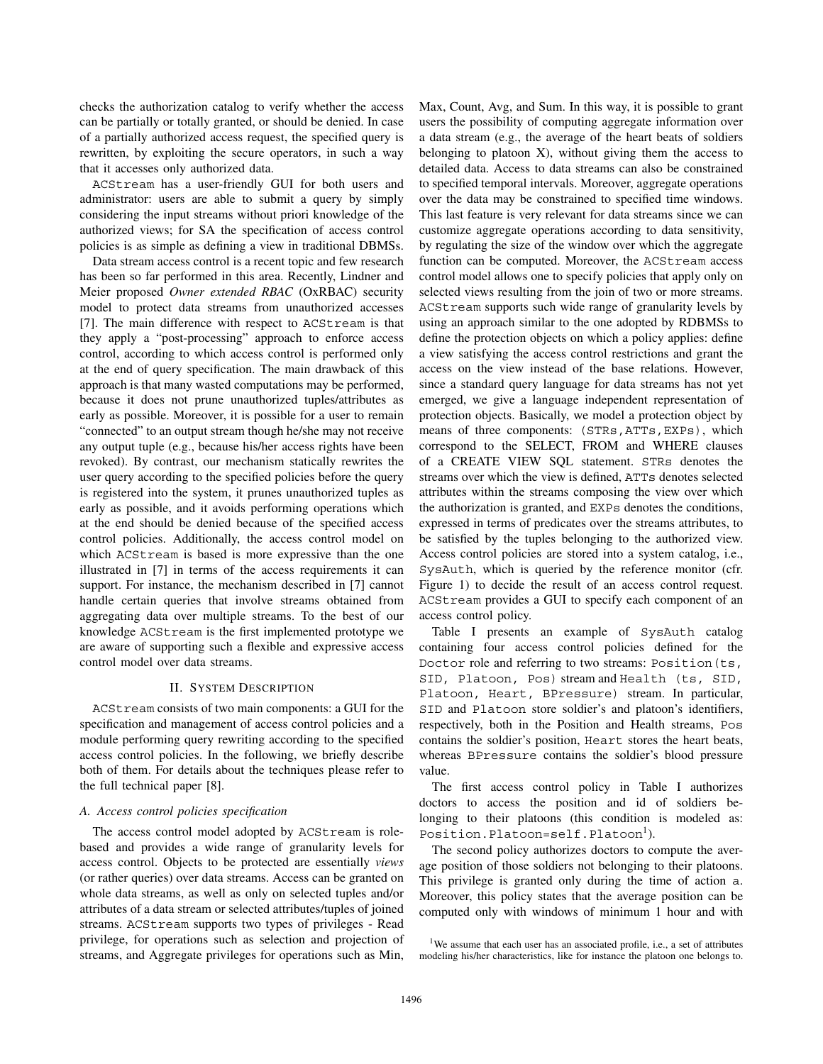checks the authorization catalog to verify whether the access can be partially or totally granted, or should be denied. In case of a partially authorized access request, the specified query is rewritten, by exploiting the secure operators, in such a way that it accesses only authorized data.

ACStream has a user-friendly GUI for both users and administrator: users are able to submit a query by simply considering the input streams without priori knowledge of the authorized views; for SA the specification of access control policies is as simple as defining a view in traditional DBMSs.

Data stream access control is a recent topic and few research has been so far performed in this area. Recently, Lindner and Meier proposed *Owner extended RBAC* (OxRBAC) security model to protect data streams from unauthorized accesses [7]. The main difference with respect to ACStream is that they apply a "post-processing" approach to enforce access control, according to which access control is performed only at the end of query specification. The main drawback of this approach is that many wasted computations may be performed, because it does not prune unauthorized tuples/attributes as early as possible. Moreover, it is possible for a user to remain "connected" to an output stream though he/she may not receive any output tuple (e.g., because his/her access rights have been revoked). By contrast, our mechanism statically rewrites the user query according to the specified policies before the query is registered into the system, it prunes unauthorized tuples as early as possible, and it avoids performing operations which at the end should be denied because of the specified access control policies. Additionally, the access control model on which ACStream is based is more expressive than the one illustrated in [7] in terms of the access requirements it can support. For instance, the mechanism described in [7] cannot handle certain queries that involve streams obtained from aggregating data over multiple streams. To the best of our knowledge ACStream is the first implemented prototype we are aware of supporting such a flexible and expressive access control model over data streams.

## II. System Description

ACStream consists of two main components: a GUI for the specification and management of access control policies and a module performing query rewriting according to the specified access control policies. In the following, we briefly describe both of them. For details about the techniques please refer to the full technical paper [8].

### A. Access control policies specification

The access control model adopted by ACStream is role-based and provides a wide range of granularity levels for access control. Objects to be protected are essentially *views* (or rather queries) over data streams. Access can be granted on whole data streams, as well as only on selected tuples and/or attributes of a data stream or selected attributes/tuples of joined streams. ACStream supports two types of privileges - Read privilege, for operations such as selection and projection of streams, and Aggregate privileges for operations such as Min, Max, Count, Avg, and Sum. In this way, it is possible to grant users the possibility of computing aggregate information over a data stream (e.g., the average of the heart beats of soldiers belonging to platoon X), without giving them the access to detailed data. Access to data streams can also be constrained to specified temporal intervals. Moreover, aggregate operations over the data may be constrained to specified time windows. This last feature is very relevant for data streams since we can customize aggregate operations according to data sensitivity, by regulating the size of the window over which the aggregate function can be computed. Moreover, the ACStream access control model allows one to specify policies that apply only on selected views resulting from the join of two or more streams. ACStream supports such wide range of granularity levels by using an approach similar to the one adopted by RDBMSs to define the protection objects on which a policy applies: define a view satisfying the access control restrictions and grant the access on the view instead of the base relations. However, since a standard query language for data streams has not yet emerged, we give a language independent representation of protection objects. Basically, we model a protection object by means of three components: (STRs,ATTs,EXPs), which correspond to the SELECT, FROM and WHERE clauses of a CREATE VIEW SQL statement. STRs denotes the streams over which the view is defined, ATTs denotes selected attributes within the streams composing the view over which the authorization is granted, and EXPs denotes the conditions, expressed in terms of predicates over the streams attributes, to be satisfied by the tuples belonging to the authorized view. Access control policies are stored into a system catalog, i.e., SysAuth, which is queried by the reference monitor (cfr. Figure 1) to decide the result of an access control request. ACStream provides a GUI to specify each component of an access control policy.

Table I presents an example of SysAuth catalog containing four access control policies defined for the Doctor role and referring to two streams: Position(ts, SID, Platoon, Pos) stream and Health (ts, SID, Platoon, Heart, BPressure) stream. In particular, SID and Platoon store soldier's and platoon's identifiers, respectively, both in the Position and Health streams, Pos contains the soldier's position, Heart stores the heart beats, whereas BPressure contains the soldier's blood pressure value.

The first access control policy in Table I authorizes doctors to access the position and id of soldiers belonging to their platoons (this condition is modeled as: Position.Platoon=self.Platoon[1]).

The second policy authorizes doctors to compute the average position of those soldiers not belonging to their platoons. This privilege is granted only during the time of action a. Moreover, this policy states that the average position can be computed only with windows of minimum 1 hour and with

[1]We assume that each user has an associated profile, i.e., a set of attributes modeling his/her characteristics, like for instance the platoon one belongs to.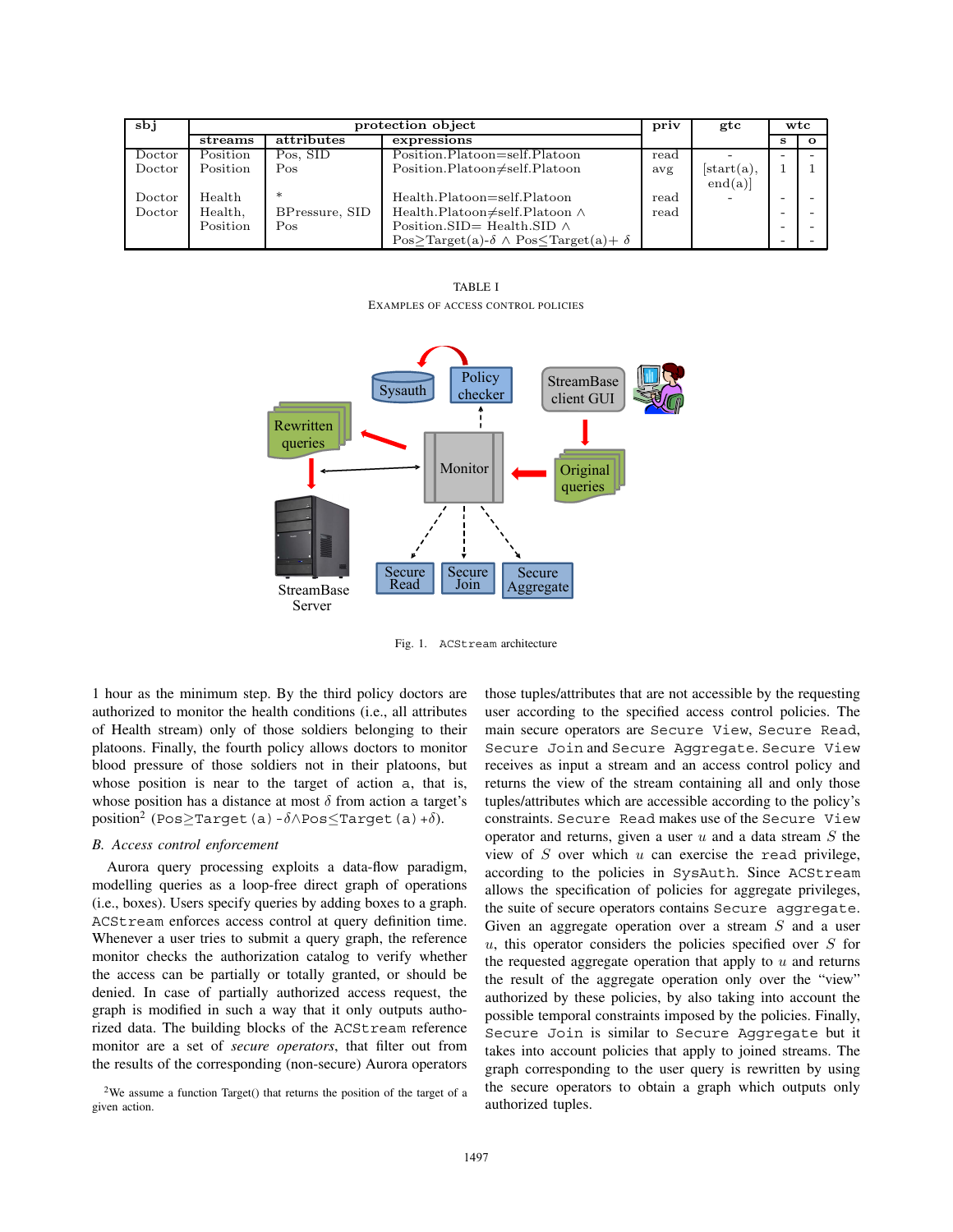| sbj | protection object | | | priv | gtc | wtc | |
|---|---|---|---|---|---|---|---|
| | streams | attributes | expressions | | | s | o |
| Doctor | Position | Pos, SID | Position.Platoon=self.Platoon | read | - | - | - |
| Doctor | Position | Pos | Position.Platoon≠self.Platoon | avg | [start(a), end(a)] | 1 | 1 |
| Doctor | Health | * | Health.Platoon=self.Platoon | read | - | - | - |
| Doctor | Health, Position | BPressure, SID Pos | Health.Platoon≠self.Platoon ∧ Position.SID= Health.SID ∧ Pos≥Target(a)-δ ∧ Pos≤Target(a)+ δ | read | | - - - | - - - |

TABLE I
EXAMPLES OF ACCESS CONTROL POLICIES

Fig. 1. ACStream architecture

1 hour as the minimum step. By the third policy doctors are authorized to monitor the health conditions (i.e., all attributes of Health stream) only of those soldiers belonging to their platoons. Finally, the fourth policy allows doctors to monitor blood pressure of those soldiers not in their platoons, but whose position is near to the target of action a, that is, whose position has a distance at most $\delta$ from action a target's position[2] (Pos≥Target(a)-$\delta$∧Pos≤Target(a)+$\delta$).

### B. Access control enforcement

Aurora query processing exploits a data-flow paradigm, modelling queries as a loop-free direct graph of operations (i.e., boxes). Users specify queries by adding boxes to a graph. ACStream enforces access control at query definition time. Whenever a user tries to submit a query graph, the reference monitor checks the authorization catalog to verify whether the access can be partially or totally granted, or should be denied. In case of partially authorized access request, the graph is modified in such a way that it only outputs authorized data. The building blocks of the ACStream reference monitor are a set of *secure operators*, that filter out from the results of the corresponding (non-secure) Aurora operators those tuples/attributes that are not accessible by the requesting user according to the specified access control policies. The main secure operators are Secure View, Secure Read, Secure Join and Secure Aggregate. Secure View receives as input a stream and an access control policy and returns the view of the stream containing all and only those tuples/attributes which are accessible according to the policy's constraints. Secure Read makes use of the Secure View operator and returns, given a user $u$ and a data stream $S$ the view of $S$ over which $u$ can exercise the read privilege, according to the policies in SysAuth. Since ACStream allows the specification of policies for aggregate privileges, the suite of secure operators contains Secure aggregate. Given an aggregate operation over a stream $S$ and a user $u$, this operator considers the policies specified over $S$ for the requested aggregate operation that apply to $u$ and returns the result of the aggregate operation only over the "view" authorized by these policies, by also taking into account the possible temporal constraints imposed by the policies. Finally, Secure Join is similar to Secure Aggregate but it takes into account policies that apply to joined streams. The graph corresponding to the user query is rewritten by using the secure operators to obtain a graph which outputs only authorized tuples.

[2] We assume a function Target() that returns the position of the target of a given action.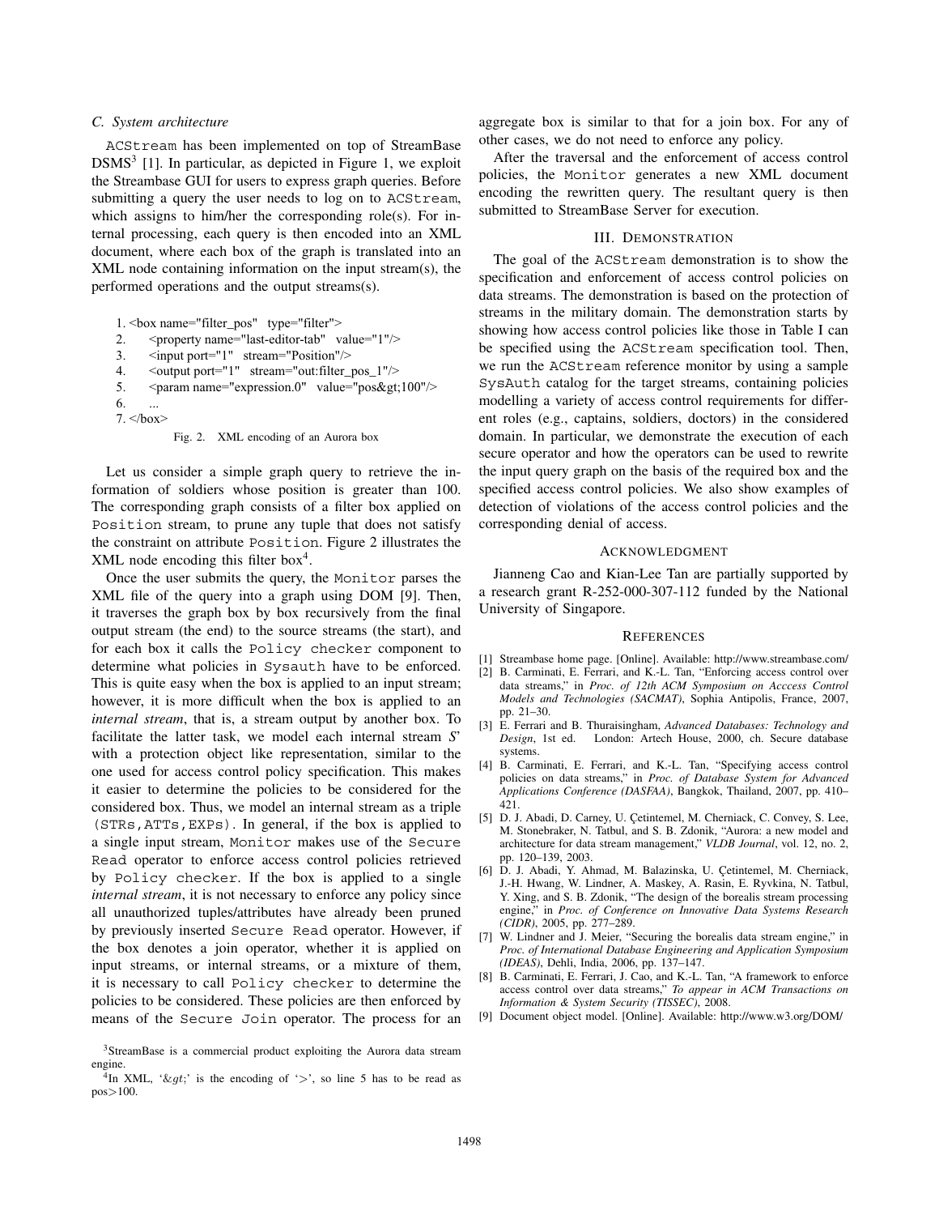### C. System architecture

ACStream has been implemented on top of StreamBase DSMS[3] [1]. In particular, as depicted in Figure 1, we exploit the Streambase GUI for users to express graph queries. Before submitting a query the user needs to log on to ACStream, which assigns to him/her the corresponding role(s). For internal processing, each query is then encoded into an XML document, where each box of the graph is translated into an XML node containing information on the input stream(s), the performed operations and the output streams(s).

```
1. <box name="filter_pos"   type="filter">
2.      <property name="last-editor-tab"   value="1"/>
3.      <input port="1"   stream="Position"/>
4.      <output port="1"   stream="out:filter_pos_1"/>
5.      <param name="expression.0"   value="pos&gt;100"/>
6.      ...
7. </box>
```

Fig. 2. XML encoding of an Aurora box

Let us consider a simple graph query to retrieve the information of soldiers whose position is greater than 100. The corresponding graph consists of a filter box applied on Position stream, to prune any tuple that does not satisfy the constraint on attribute Position. Figure 2 illustrates the XML node encoding this filter box[4].

Once the user submits the query, the Monitor parses the XML file of the query into a graph using DOM [9]. Then, it traverses the graph box by box recursively from the final output stream (the end) to the source streams (the start), and for each box it calls the Policy checker component to determine what policies in Sysauth have to be enforced. This is quite easy when the box is applied to an input stream; however, it is more difficult when the box is applied to an *internal stream*, that is, a stream output by another box. To facilitate the latter task, we model each internal stream *S*' with a protection object like representation, similar to the one used for access control policy specification. This makes it easier to determine the policies to be considered for the considered box. Thus, we model an internal stream as a triple (STRs,ATTs,EXPs). In general, if the box is applied to a single input stream, Monitor makes use of the Secure Read operator to enforce access control policies retrieved by Policy checker. If the box is applied to a single *internal stream*, it is not necessary to enforce any policy since all unauthorized tuples/attributes have already been pruned by previously inserted Secure Read operator. However, if the box denotes a join operator, whether it is applied on input streams, or internal streams, or a mixture of them, it is necessary to call Policy checker to determine the policies to be considered. These policies are then enforced by means of the Secure Join operator. The process for an aggregate box is similar to that for a join box. For any of other cases, we do not need to enforce any policy.

After the traversal and the enforcement of access control policies, the Monitor generates a new XML document encoding the rewritten query. The resultant query is then submitted to StreamBase Server for execution.

[3] StreamBase is a commercial product exploiting the Aurora data stream engine.

[4] In XML, '&gt;' is the encoding of '>', so line 5 has to be read as pos>100.

## III. Demonstration

The goal of the ACStream demonstration is to show the specification and enforcement of access control policies on data streams. The demonstration is based on the protection of streams in the military domain. The demonstration starts by showing how access control policies like those in Table I can be specified using the ACStream specification tool. Then, we run the ACStream reference monitor by using a sample SysAuth catalog for the target streams, containing policies modelling a variety of access control requirements for different roles (e.g., captains, soldiers, doctors) in the considered domain. In particular, we demonstrate the execution of each secure operator and how the operators can be used to rewrite the input query graph on the basis of the required box and the specified access control policies. We also show examples of detection of violations of the access control policies and the corresponding denial of access.

## Acknowledgment

Jianneng Cao and Kian-Lee Tan are partially supported by a research grant R-252-000-307-112 funded by the National University of Singapore.

## References

[1] Streambase home page. [Online]. Available: http://www.streambase.com/

[2] B. Carminati, E. Ferrari, and K.-L. Tan, "Enforcing access control over data streams," in *Proc. of 12th ACM Symposium on Acccess Control Models and Technologies (SACMAT)*, Sophia Antipolis, France, 2007, pp. 21–30.

[3] E. Ferrari and B. Thuraisingham, *Advanced Databases: Technology and Design*, 1st ed. London: Artech House, 2000, ch. Secure database systems.

[4] B. Carminati, E. Ferrari, and K.-L. Tan, "Specifying access control policies on data streams," in *Proc. of Database System for Advanced Applications Conference (DASFAA)*, Bangkok, Thailand, 2007, pp. 410–421.

[5] D. J. Abadi, D. Carney, U. Çetintemel, M. Cherniack, C. Convey, S. Lee, M. Stonebraker, N. Tatbul, and S. B. Zdonik, "Aurora: a new model and architecture for data stream management," *VLDB Journal*, vol. 12, no. 2, pp. 120–139, 2003.

[6] D. J. Abadi, Y. Ahmad, M. Balazinska, U. Çetintemel, M. Cherniack, J.-H. Hwang, W. Lindner, A. Maskey, A. Rasin, E. Ryvkina, N. Tatbul, Y. Xing, and S. B. Zdonik, "The design of the borealis stream processing engine," in *Proc. of Conference on Innovative Data Systems Research (CIDR)*, 2005, pp. 277–289.

[7] W. Lindner and J. Meier, "Securing the borealis data stream engine," in *Proc. of International Database Engineering and Application Symposium (IDEAS)*, Dehli, India, 2006, pp. 137–147.

[8] B. Carminati, E. Ferrari, J. Cao, and K.-L. Tan, "A framework to enforce access control over data streams," *To appear in ACM Transactions on Information & System Security (TISSEC)*, 2008.

[9] Document object model. [Online]. Available: http://www.w3.org/DOM/